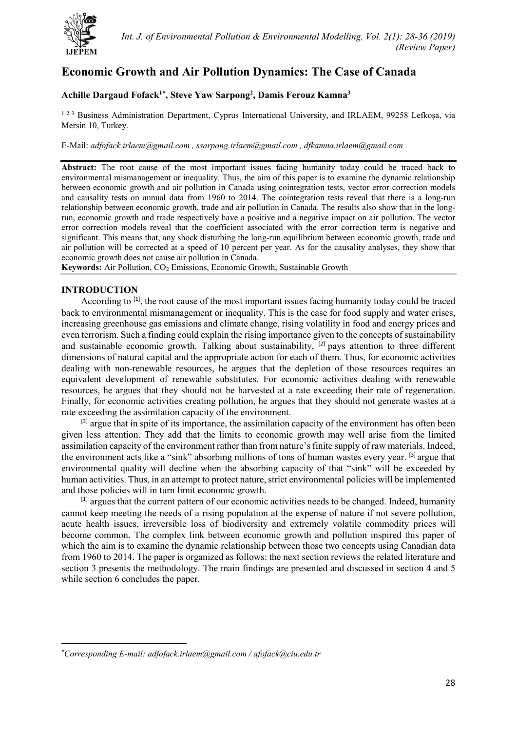# Economic Growth and Air Pollution Dynamics: The Case of Canada

**Achille Dargaud Fofack[1*], Steve Yaw Sarpong[2], Damis Ferouz Kamna[3]**

[1 2 3] Business Administration Department, Cyprus International University, and IRLAEM, 99258 Lefkoşa, via Mersin 10, Turkey.

E-Mail: *adfofack.irlaem@gmail.com , ssarpong.irlaem@gmail.com , dfkamna.irlaem@gmail.com*

**Abstract:** The root cause of the most important issues facing humanity today could be traced back to environmental mismanagement or inequality. Thus, the aim of this paper is to examine the dynamic relationship between economic growth and air pollution in Canada using cointegration tests, vector error correction models and causality tests on annual data from 1960 to 2014. The cointegration tests reveal that there is a long-run relationship between economic growth, trade and air pollution in Canada. The results also show that in the long-run, economic growth and trade respectively have a positive and a negative impact on air pollution. The vector error correction models reveal that the coefficient associated with the error correction term is negative and significant. This means that, any shock disturbing the long-run equilibrium between economic growth, trade and air pollution will be corrected at a speed of 10 percent per year. As for the causality analyses, they show that economic growth does not cause air pollution in Canada.

**Keywords:** Air Pollution, $CO_2$ Emissions, Economic Growth, Sustainable Growth

## INTRODUCTION

According to [1], the root cause of the most important issues facing humanity today could be traced back to environmental mismanagement or inequality. This is the case for food supply and water crises, increasing greenhouse gas emissions and climate change, rising volatility in food and energy prices and even terrorism. Such a finding could explain the rising importance given to the concepts of sustainability and sustainable economic growth. Talking about sustainability, [2] pays attention to three different dimensions of natural capital and the appropriate action for each of them. Thus, for economic activities dealing with non-renewable resources, he argues that the depletion of those resources requires an equivalent development of renewable substitutes. For economic activities dealing with renewable resources, he argues that they should not be harvested at a rate exceeding their rate of regeneration. Finally, for economic activities creating pollution, he argues that they should not generate wastes at a rate exceeding the assimilation capacity of the environment.

[3] argue that in spite of its importance, the assimilation capacity of the environment has often been given less attention. They add that the limits to economic growth may well arise from the limited assimilation capacity of the environment rather than from nature's finite supply of raw materials. Indeed, the environment acts like a "sink" absorbing millions of tons of human wastes every year. [3] argue that environmental quality will decline when the absorbing capacity of that "sink" will be exceeded by human activities. Thus, in an attempt to protect nature, strict environmental policies will be implemented and those policies will in turn limit economic growth.

[1] argues that the current pattern of our economic activities needs to be changed. Indeed, humanity cannot keep meeting the needs of a rising population at the expense of nature if not severe pollution, acute health issues, irreversible loss of biodiversity and extremely volatile commodity prices will become common. The complex link between economic growth and pollution inspired this paper of which the aim is to examine the dynamic relationship between those two concepts using Canadian data from 1960 to 2014. The paper is organized as follows: the next section reviews the related literature and section 3 presents the methodology. The main findings are presented and discussed in section 4 and 5 while section 6 concludes the paper.

---

*Corresponding E-mail: adfofack.irlaem@gmail.com / afofack@ciu.edu.tr*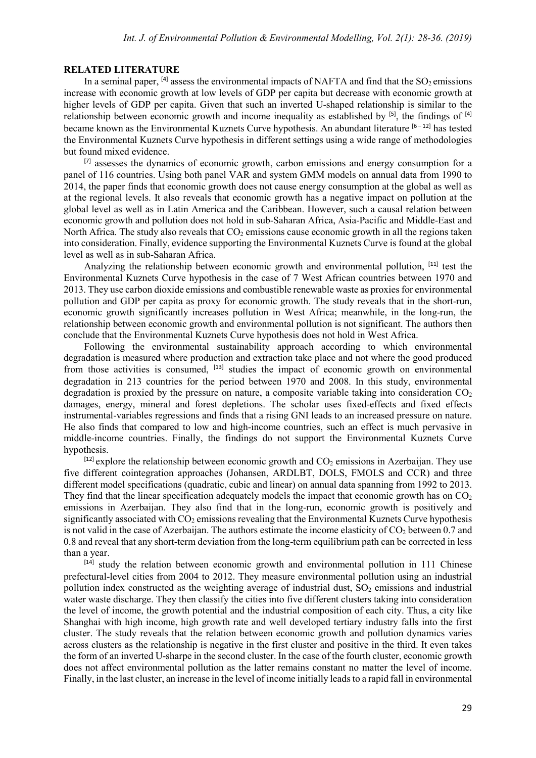## RELATED LITERATURE

In a seminal paper, [4] assess the environmental impacts of NAFTA and find that the $SO_2$ emissions increase with economic growth at low levels of GDP per capita but decrease with economic growth at higher levels of GDP per capita. Given that such an inverted U-shaped relationship is similar to the relationship between economic growth and income inequality as established by [5], the findings of [4] became known as the Environmental Kuznets Curve hypothesis. An abundant literature [6 – 12] has tested the Environmental Kuznets Curve hypothesis in different settings using a wide range of methodologies but found mixed evidence.

[7] assesses the dynamics of economic growth, carbon emissions and energy consumption for a panel of 116 countries. Using both panel VAR and system GMM models on annual data from 1990 to 2014, the paper finds that economic growth does not cause energy consumption at the global as well as at the regional levels. It also reveals that economic growth has a negative impact on pollution at the global level as well as in Latin America and the Caribbean. However, such a causal relation between economic growth and pollution does not hold in sub-Saharan Africa, Asia-Pacific and Middle-East and North Africa. The study also reveals that $CO_2$ emissions cause economic growth in all the regions taken into consideration. Finally, evidence supporting the Environmental Kuznets Curve is found at the global level as well as in sub-Saharan Africa.

Analyzing the relationship between economic growth and environmental pollution, [11] test the Environmental Kuznets Curve hypothesis in the case of 7 West African countries between 1970 and 2013. They use carbon dioxide emissions and combustible renewable waste as proxies for environmental pollution and GDP per capita as proxy for economic growth. The study reveals that in the short-run, economic growth significantly increases pollution in West Africa; meanwhile, in the long-run, the relationship between economic growth and environmental pollution is not significant. The authors then conclude that the Environmental Kuznets Curve hypothesis does not hold in West Africa.

Following the environmental sustainability approach according to which environmental degradation is measured where production and extraction take place and not where the good produced from those activities is consumed, [13] studies the impact of economic growth on environmental degradation in 213 countries for the period between 1970 and 2008. In this study, environmental degradation is proxied by the pressure on nature, a composite variable taking into consideration $CO_2$ damages, energy, mineral and forest depletions. The scholar uses fixed-effects and fixed effects instrumental-variables regressions and finds that a rising GNI leads to an increased pressure on nature. He also finds that compared to low and high-income countries, such an effect is much pervasive in middle-income countries. Finally, the findings do not support the Environmental Kuznets Curve hypothesis.

[12] explore the relationship between economic growth and $CO_2$ emissions in Azerbaijan. They use five different cointegration approaches (Johansen, ARDLBT, DOLS, FMOLS and CCR) and three different model specifications (quadratic, cubic and linear) on annual data spanning from 1992 to 2013. They find that the linear specification adequately models the impact that economic growth has on $CO_2$ emissions in Azerbaijan. They also find that in the long-run, economic growth is positively and significantly associated with $CO_2$ emissions revealing that the Environmental Kuznets Curve hypothesis is not valid in the case of Azerbaijan. The authors estimate the income elasticity of $CO_2$ between 0.7 and 0.8 and reveal that any short-term deviation from the long-term equilibrium path can be corrected in less than a year.

[14] study the relation between economic growth and environmental pollution in 111 Chinese prefectural-level cities from 2004 to 2012. They measure environmental pollution using an industrial pollution index constructed as the weighting average of industrial dust, $SO_2$ emissions and industrial water waste discharge. They then classify the cities into five different clusters taking into consideration the level of income, the growth potential and the industrial composition of each city. Thus, a city like Shanghai with high income, high growth rate and well developed tertiary industry falls into the first cluster. The study reveals that the relation between economic growth and pollution dynamics varies across clusters as the relationship is negative in the first cluster and positive in the third. It even takes the form of an inverted U-sharpe in the second cluster. In the case of the fourth cluster, economic growth does not affect environmental pollution as the latter remains constant no matter the level of income. Finally, in the last cluster, an increase in the level of income initially leads to a rapid fall in environmental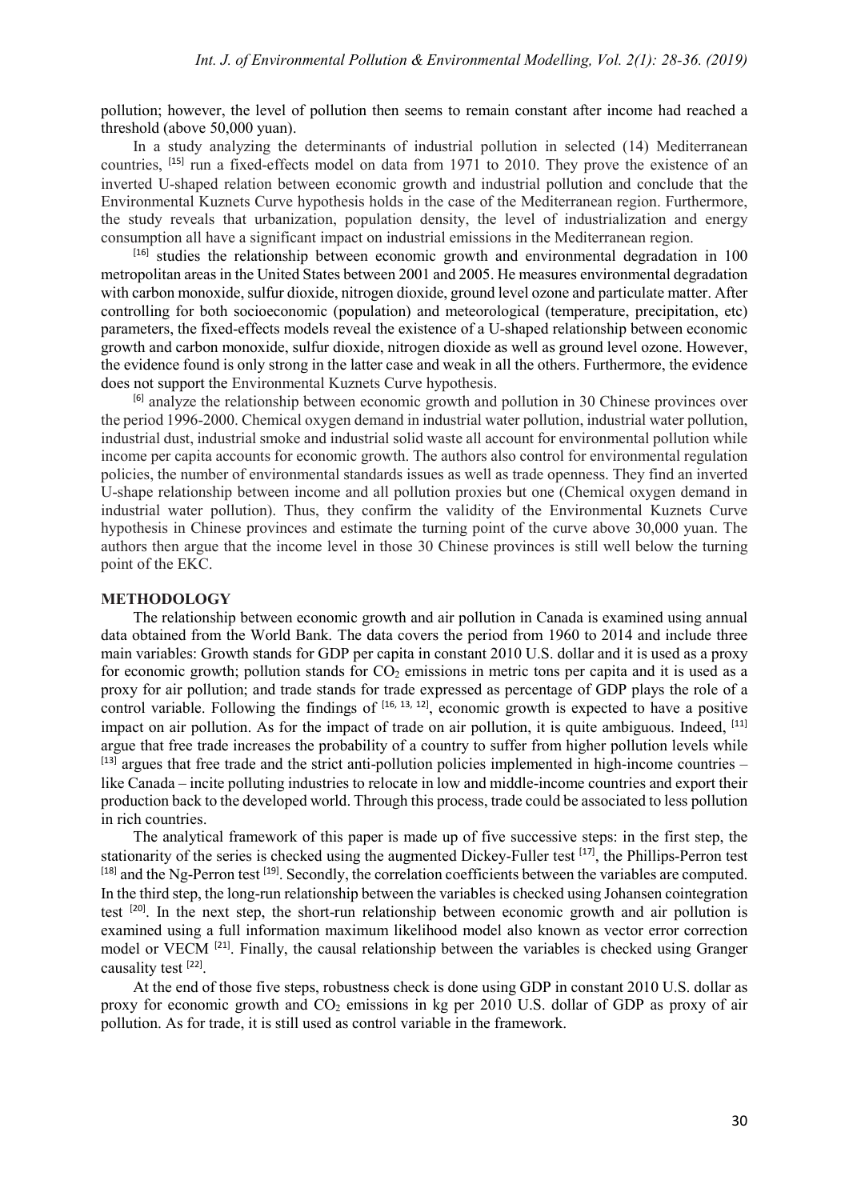pollution; however, the level of pollution then seems to remain constant after income had reached a threshold (above 50,000 yuan).

In a study analyzing the determinants of industrial pollution in selected (14) Mediterranean countries, [15] run a fixed-effects model on data from 1971 to 2010. They prove the existence of an inverted U-shaped relation between economic growth and industrial pollution and conclude that the Environmental Kuznets Curve hypothesis holds in the case of the Mediterranean region. Furthermore, the study reveals that urbanization, population density, the level of industrialization and energy consumption all have a significant impact on industrial emissions in the Mediterranean region.

[16] studies the relationship between economic growth and environmental degradation in 100 metropolitan areas in the United States between 2001 and 2005. He measures environmental degradation with carbon monoxide, sulfur dioxide, nitrogen dioxide, ground level ozone and particulate matter. After controlling for both socioeconomic (population) and meteorological (temperature, precipitation, etc) parameters, the fixed-effects models reveal the existence of a U-shaped relationship between economic growth and carbon monoxide, sulfur dioxide, nitrogen dioxide as well as ground level ozone. However, the evidence found is only strong in the latter case and weak in all the others. Furthermore, the evidence does not support the Environmental Kuznets Curve hypothesis.

[6] analyze the relationship between economic growth and pollution in 30 Chinese provinces over the period 1996-2000. Chemical oxygen demand in industrial water pollution, industrial water pollution, industrial dust, industrial smoke and industrial solid waste all account for environmental pollution while income per capita accounts for economic growth. The authors also control for environmental regulation policies, the number of environmental standards issues as well as trade openness. They find an inverted U-shape relationship between income and all pollution proxies but one (Chemical oxygen demand in industrial water pollution). Thus, they confirm the validity of the Environmental Kuznets Curve hypothesis in Chinese provinces and estimate the turning point of the curve above 30,000 yuan. The authors then argue that the income level in those 30 Chinese provinces is still well below the turning point of the EKC.

## METHODOLOGY

The relationship between economic growth and air pollution in Canada is examined using annual data obtained from the World Bank. The data covers the period from 1960 to 2014 and include three main variables: Growth stands for GDP per capita in constant 2010 U.S. dollar and it is used as a proxy for economic growth; pollution stands for $CO_2$ emissions in metric tons per capita and it is used as a proxy for air pollution; and trade stands for trade expressed as percentage of GDP plays the role of a control variable. Following the findings of [16, 13, 12], economic growth is expected to have a positive impact on air pollution. As for the impact of trade on air pollution, it is quite ambiguous. Indeed, [11] argue that free trade increases the probability of a country to suffer from higher pollution levels while [13] argues that free trade and the strict anti-pollution policies implemented in high-income countries – like Canada – incite polluting industries to relocate in low and middle-income countries and export their production back to the developed world. Through this process, trade could be associated to less pollution in rich countries.

The analytical framework of this paper is made up of five successive steps: in the first step, the stationarity of the series is checked using the augmented Dickey-Fuller test [17], the Phillips-Perron test [18] and the Ng-Perron test [19]. Secondly, the correlation coefficients between the variables are computed. In the third step, the long-run relationship between the variables is checked using Johansen cointegration test [20]. In the next step, the short-run relationship between economic growth and air pollution is examined using a full information maximum likelihood model also known as vector error correction model or VECM [21]. Finally, the causal relationship between the variables is checked using Granger causality test [22].

At the end of those five steps, robustness check is done using GDP in constant 2010 U.S. dollar as proxy for economic growth and $CO_2$ emissions in kg per 2010 U.S. dollar of GDP as proxy of air pollution. As for trade, it is still used as control variable in the framework.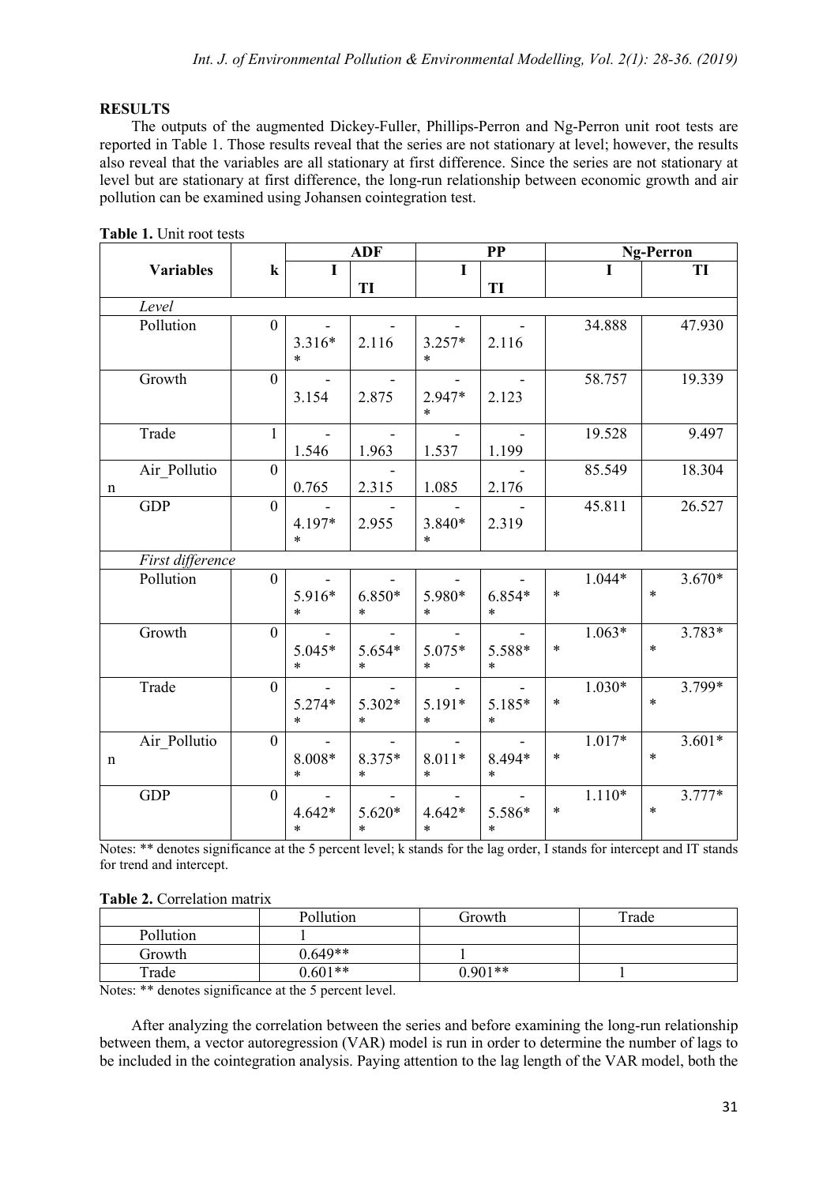## RESULTS

The outputs of the augmented Dickey-Fuller, Phillips-Perron and Ng-Perron unit root tests are reported in Table 1. Those results reveal that the series are not stationary at level; however, the results also reveal that the variables are all stationary at first difference. Since the series are not stationary at level but are stationary at first difference, the long-run relationship between economic growth and air pollution can be examined using Johansen cointegration test.

**Table 1.** Unit root tests

| Variables | k | ADF | | PP | | Ng-Perron | |
|---|---|---|---|---|---|---|---|
| | | I | TI | I | TI | I | TI |
| *Level* | | | | | | | |
| Pollution | 0 | -3.316** | -2.116 | -3.257** | -2.116 | 34.888 | 47.930 |
| Growth | 0 | -3.154 | -2.875 | -2.947** | -2.123 | 58.757 | 19.339 |
| Trade | 1 | -1.546 | -1.963 | -1.537 | -1.199 | 19.528 | 9.497 |
| Air_Pollution | 0 | 0.765 | -2.315 | 1.085 | -2.176 | 85.549 | 18.304 |
| GDP | 0 | -4.197** | -2.955 | -3.840** | -2.319 | 45.811 | 26.527 |
| *First difference* | | | | | | | |
| Pollution | 0 | -5.916** | -6.850** | -5.980** | -6.854** | 1.044** | 3.670** |
| Growth | 0 | -5.045** | -5.654** | -5.075** | -5.588** | 1.063** | 3.783** |
| Trade | 0 | -5.274** | -5.302** | -5.191** | -5.185** | 1.030** | 3.799** |
| Air_Pollution | 0 | -8.008** | -8.375** | -8.011** | -8.494** | 1.017** | 3.601** |
| GDP | 0 | -4.642** | -5.620** | -4.642** | -5.586** | 1.110** | 3.777** |

Notes: ** denotes significance at the 5 percent level; k stands for the lag order, I stands for intercept and IT stands for trend and intercept.

**Table 2.** Correlation matrix

| | Pollution | Growth | Trade |
|---|---|---|---|
| Pollution | 1 | | |
| Growth | 0.649** | 1 | |
| Trade | 0.601** | 0.901** | 1 |

Notes: ** denotes significance at the 5 percent level.

After analyzing the correlation between the series and before examining the long-run relationship between them, a vector autoregression (VAR) model is run in order to determine the number of lags to be included in the cointegration analysis. Paying attention to the lag length of the VAR model, both the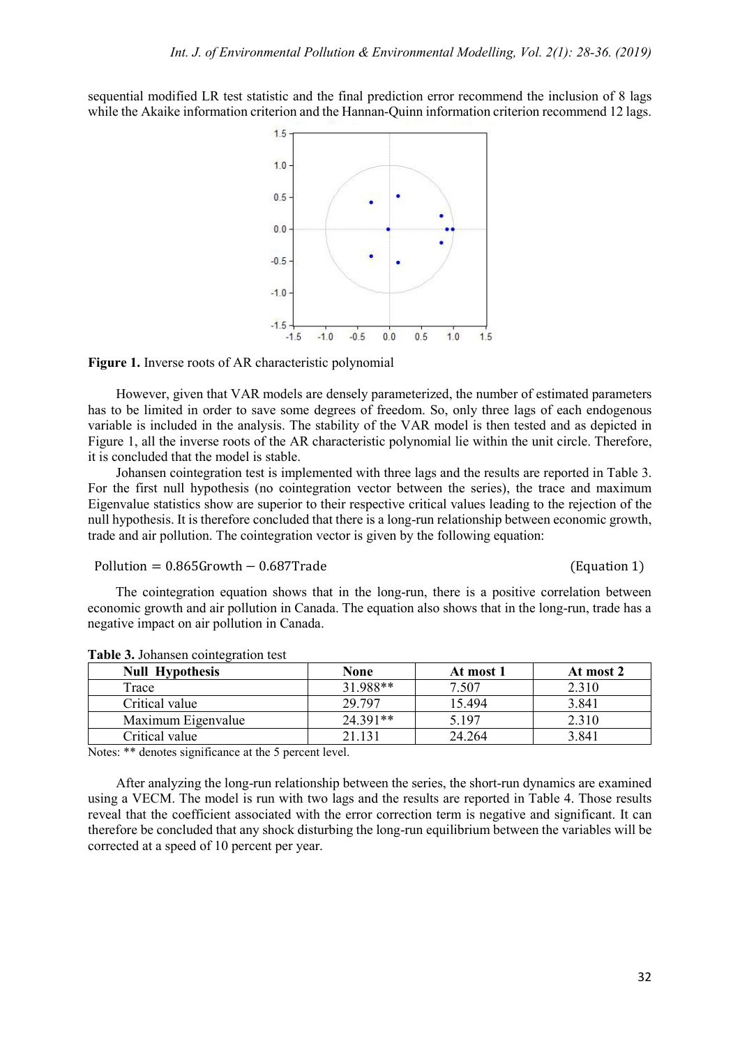sequential modified LR test statistic and the final prediction error recommend the inclusion of 8 lags while the Akaike information criterion and the Hannan-Quinn information criterion recommend 12 lags.

**Figure 1.** Inverse roots of AR characteristic polynomial

However, given that VAR models are densely parameterized, the number of estimated parameters has to be limited in order to save some degrees of freedom. So, only three lags of each endogenous variable is included in the analysis. The stability of the VAR model is then tested and as depicted in Figure 1, all the inverse roots of the AR characteristic polynomial lie within the unit circle. Therefore, it is concluded that the model is stable.

Johansen cointegration test is implemented with three lags and the results are reported in Table 3. For the first null hypothesis (no cointegration vector between the series), the trace and maximum Eigenvalue statistics show are superior to their respective critical values leading to the rejection of the null hypothesis. It is therefore concluded that there is a long-run relationship between economic growth, trade and air pollution. The cointegration vector is given by the following equation:

$$\text{Pollution} = 0.865\text{Growth} - 0.687\text{Trade} \qquad \text{(Equation 1)}$$

The cointegration equation shows that in the long-run, there is a positive correlation between economic growth and air pollution in Canada. The equation also shows that in the long-run, trade has a negative impact on air pollution in Canada.

**Table 3.** Johansen cointegration test

| Null Hypothesis | None | At most 1 | At most 2 |
|---|---|---|---|
| Trace | 31.988** | 7.507 | 2.310 |
| Critical value | 29.797 | 15.494 | 3.841 |
| Maximum Eigenvalue | 24.391** | 5.197 | 2.310 |
| Critical value | 21.131 | 24.264 | 3.841 |

Notes: ** denotes significance at the 5 percent level.

After analyzing the long-run relationship between the series, the short-run dynamics are examined using a VECM. The model is run with two lags and the results are reported in Table 4. Those results reveal that the coefficient associated with the error correction term is negative and significant. It can therefore be concluded that any shock disturbing the long-run equilibrium between the variables will be corrected at a speed of 10 percent per year.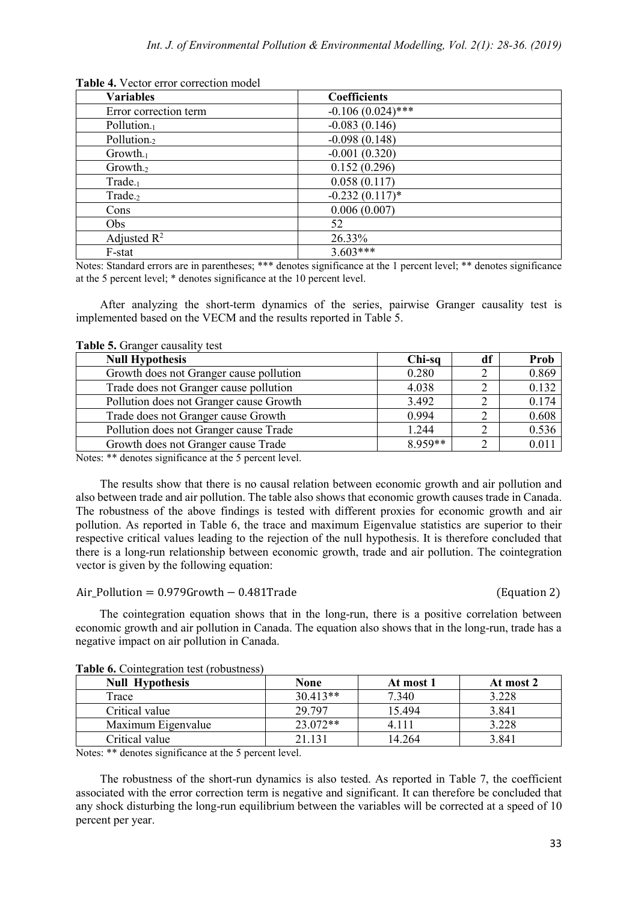**Table 4.** Vector error correction model

| Variables | Coefficients |
|---|---|
| Error correction term | -0.106 (0.024)*** |
| $Pollution_{-1}$ | -0.083 (0.146) |
| $Pollution_{-2}$ | -0.098 (0.148) |
| $Growth_{-1}$ | -0.001 (0.320) |
| $Growth_{-2}$ | 0.152 (0.296) |
| $Trade_{-1}$ | 0.058 (0.117) |
| $Trade_{-2}$ | -0.232 (0.117)* |
| Cons | 0.006 (0.007) |
| Obs | 52 |
| Adjusted $R^2$ | 26.33% |
| F-stat | 3.603*** |

Notes: Standard errors are in parentheses; *** denotes significance at the 1 percent level; ** denotes significance at the 5 percent level; * denotes significance at the 10 percent level.

After analyzing the short-term dynamics of the series, pairwise Granger causality test is implemented based on the VECM and the results reported in Table 5.

**Table 5.** Granger causality test

| Null Hypothesis | Chi-sq | df | Prob |
|---|---|---|---|
| Growth does not Granger cause pollution | 0.280 | 2 | 0.869 |
| Trade does not Granger cause pollution | 4.038 | 2 | 0.132 |
| Pollution does not Granger cause Growth | 3.492 | 2 | 0.174 |
| Trade does not Granger cause Growth | 0.994 | 2 | 0.608 |
| Pollution does not Granger cause Trade | 1.244 | 2 | 0.536 |
| Growth does not Granger cause Trade | 8.959** | 2 | 0.011 |

Notes: ** denotes significance at the 5 percent level.

The results show that there is no causal relation between economic growth and air pollution and also between trade and air pollution. The table also shows that economic growth causes trade in Canada. The robustness of the above findings is tested with different proxies for economic growth and air pollution. As reported in Table 6, the trace and maximum Eigenvalue statistics are superior to their respective critical values leading to the rejection of the null hypothesis. It is therefore concluded that there is a long-run relationship between economic growth, trade and air pollution. The cointegration vector is given by the following equation:

$$\text{Air\_Pollution} = 0.979\text{Growth} - 0.481\text{Trade} \qquad \text{(Equation 2)}$$

The cointegration equation shows that in the long-run, there is a positive correlation between economic growth and air pollution in Canada. The equation also shows that in the long-run, trade has a negative impact on air pollution in Canada.

**Table 6.** Cointegration test (robustness)

| Null Hypothesis | None | At most 1 | At most 2 |
|---|---|---|---|
| Trace | 30.413** | 7.340 | 3.228 |
| Critical value | 29.797 | 15.494 | 3.841 |
| Maximum Eigenvalue | 23.072** | 4.111 | 3.228 |
| Critical value | 21.131 | 14.264 | 3.841 |

Notes: ** denotes significance at the 5 percent level.

The robustness of the short-run dynamics is also tested. As reported in Table 7, the coefficient associated with the error correction term is negative and significant. It can therefore be concluded that any shock disturbing the long-run equilibrium between the variables will be corrected at a speed of 10 percent per year.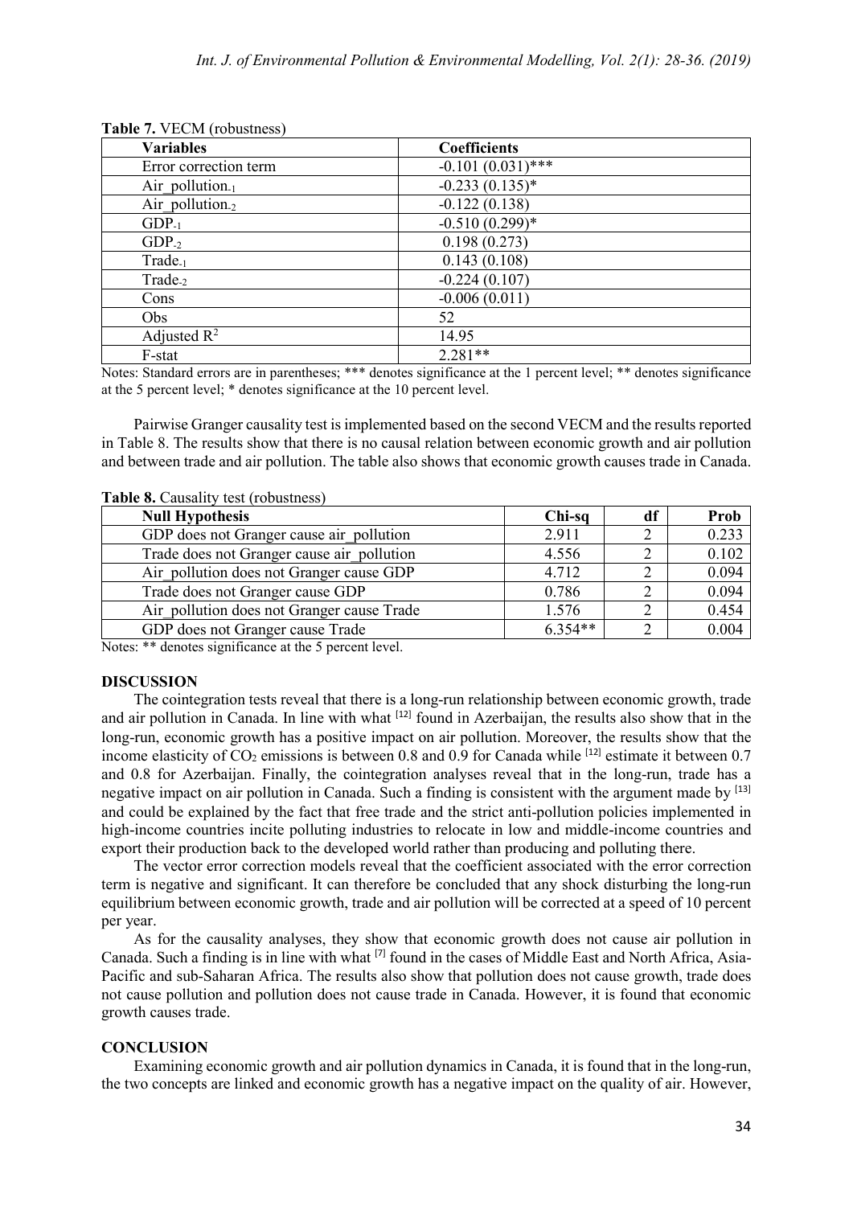**Table 7.** VECM (robustness)

| Variables | Coefficients |
|---|---|
| Error correction term | -0.101 (0.031)*** |
| Air_pollution$_{-1}$ | -0.233 (0.135)* |
| Air_pollution$_{-2}$ | -0.122 (0.138) |
| GDP$_{-1}$ | -0.510 (0.299)* |
| GDP$_{-2}$ | 0.198 (0.273) |
| Trade$_{-1}$ | 0.143 (0.108) |
| Trade$_{-2}$ | -0.224 (0.107) |
| Cons | -0.006 (0.011) |
| Obs | 52 |
| Adjusted $R^2$ | 14.95 |
| F-stat | 2.281** |

Notes: Standard errors are in parentheses; *** denotes significance at the 1 percent level; ** denotes significance at the 5 percent level; * denotes significance at the 10 percent level.

Pairwise Granger causality test is implemented based on the second VECM and the results reported in Table 8. The results show that there is no causal relation between economic growth and air pollution and between trade and air pollution. The table also shows that economic growth causes trade in Canada.

**Table 8.** Causality test (robustness)

| Null Hypothesis | Chi-sq | df | Prob |
|---|---|---|---|
| GDP does not Granger cause air_pollution | 2.911 | 2 | 0.233 |
| Trade does not Granger cause air_pollution | 4.556 | 2 | 0.102 |
| Air_pollution does not Granger cause GDP | 4.712 | 2 | 0.094 |
| Trade does not Granger cause GDP | 0.786 | 2 | 0.094 |
| Air_pollution does not Granger cause Trade | 1.576 | 2 | 0.454 |
| GDP does not Granger cause Trade | 6.354** | 2 | 0.004 |

Notes: ** denotes significance at the 5 percent level.

## DISCUSSION

The cointegration tests reveal that there is a long-run relationship between economic growth, trade and air pollution in Canada. In line with what [12] found in Azerbaijan, the results also show that in the long-run, economic growth has a positive impact on air pollution. Moreover, the results show that the income elasticity of $CO_2$ emissions is between 0.8 and 0.9 for Canada while [12] estimate it between 0.7 and 0.8 for Azerbaijan. Finally, the cointegration analyses reveal that in the long-run, trade has a negative impact on air pollution in Canada. Such a finding is consistent with the argument made by [13] and could be explained by the fact that free trade and the strict anti-pollution policies implemented in high-income countries incite polluting industries to relocate in low and middle-income countries and export their production back to the developed world rather than producing and polluting there.

The vector error correction models reveal that the coefficient associated with the error correction term is negative and significant. It can therefore be concluded that any shock disturbing the long-run equilibrium between economic growth, trade and air pollution will be corrected at a speed of 10 percent per year.

As for the causality analyses, they show that economic growth does not cause air pollution in Canada. Such a finding is in line with what [7] found in the cases of Middle East and North Africa, Asia-Pacific and sub-Saharan Africa. The results also show that pollution does not cause growth, trade does not cause pollution and pollution does not cause trade in Canada. However, it is found that economic growth causes trade.

## CONCLUSION

Examining economic growth and air pollution dynamics in Canada, it is found that in the long-run, the two concepts are linked and economic growth has a negative impact on the quality of air. However,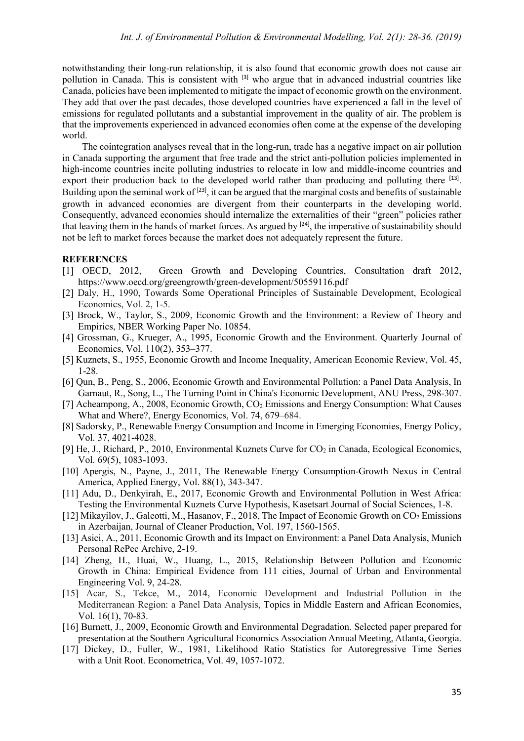notwithstanding their long-run relationship, it is also found that economic growth does not cause air pollution in Canada. This is consistent with [3] who argue that in advanced industrial countries like Canada, policies have been implemented to mitigate the impact of economic growth on the environment. They add that over the past decades, those developed countries have experienced a fall in the level of emissions for regulated pollutants and a substantial improvement in the quality of air. The problem is that the improvements experienced in advanced economies often come at the expense of the developing world.

The cointegration analyses reveal that in the long-run, trade has a negative impact on air pollution in Canada supporting the argument that free trade and the strict anti-pollution policies implemented in high-income countries incite polluting industries to relocate in low and middle-income countries and export their production back to the developed world rather than producing and polluting there [13]. Building upon the seminal work of [23], it can be argued that the marginal costs and benefits of sustainable growth in advanced economies are divergent from their counterparts in the developing world. Consequently, advanced economies should internalize the externalities of their "green" policies rather that leaving them in the hands of market forces. As argued by [24], the imperative of sustainability should not be left to market forces because the market does not adequately represent the future.

## REFERENCES

[1] OECD, 2012, Green Growth and Developing Countries, Consultation draft 2012, https://www.oecd.org/greengrowth/green-development/50559116.pdf

[2] Daly, H., 1990, Towards Some Operational Principles of Sustainable Development, Ecological Economics, Vol. 2, 1-5.

[3] Brock, W., Taylor, S., 2009, Economic Growth and the Environment: a Review of Theory and Empirics, NBER Working Paper No. 10854.

[4] Grossman, G., Krueger, A., 1995, Economic Growth and the Environment. Quarterly Journal of Economics, Vol. 110(2), 353–377.

[5] Kuznets, S., 1955, Economic Growth and Income Inequality, American Economic Review, Vol. 45, 1-28.

[6] Qun, B., Peng, S., 2006, Economic Growth and Environmental Pollution: a Panel Data Analysis, In Garnaut, R., Song, L., The Turning Point in China's Economic Development, ANU Press, 298-307.

[7] Acheampong, A., 2008, Economic Growth, $CO_2$ Emissions and Energy Consumption: What Causes What and Where?, Energy Economics, Vol. 74, 679–684.

[8] Sadorsky, P., Renewable Energy Consumption and Income in Emerging Economies, Energy Policy, Vol. 37, 4021-4028.

[9] He, J., Richard, P., 2010, Environmental Kuznets Curve for $CO_2$ in Canada, Ecological Economics, Vol. 69(5), 1083-1093.

[10] Apergis, N., Payne, J., 2011, The Renewable Energy Consumption-Growth Nexus in Central America, Applied Energy, Vol. 88(1), 343-347.

[11] Adu, D., Denkyirah, E., 2017, Economic Growth and Environmental Pollution in West Africa: Testing the Environmental Kuznets Curve Hypothesis, Kasetsart Journal of Social Sciences, 1-8.

[12] Mikayilov, J., Galeotti, M., Hasanov, F., 2018, The Impact of Economic Growth on $CO_2$ Emissions in Azerbaijan, Journal of Cleaner Production, Vol. 197, 1560-1565.

[13] Asici, A., 2011, Economic Growth and its Impact on Environment: a Panel Data Analysis, Munich Personal RePec Archive, 2-19.

[14] Zheng, H., Huai, W., Huang, L., 2015, Relationship Between Pollution and Economic Growth in China: Empirical Evidence from 111 cities, Journal of Urban and Environmental Engineering Vol. 9, 24-28.

[15] Acar, S., Tekce, M., 2014, Economic Development and Industrial Pollution in the Mediterranean Region: a Panel Data Analysis, Topics in Middle Eastern and African Economies, Vol. 16(1), 70-83.

[16] Burnett, J., 2009, Economic Growth and Environmental Degradation. Selected paper prepared for presentation at the Southern Agricultural Economics Association Annual Meeting, Atlanta, Georgia.

[17] Dickey, D., Fuller, W., 1981, Likelihood Ratio Statistics for Autoregressive Time Series with a Unit Root. Econometrica, Vol. 49, 1057-1072.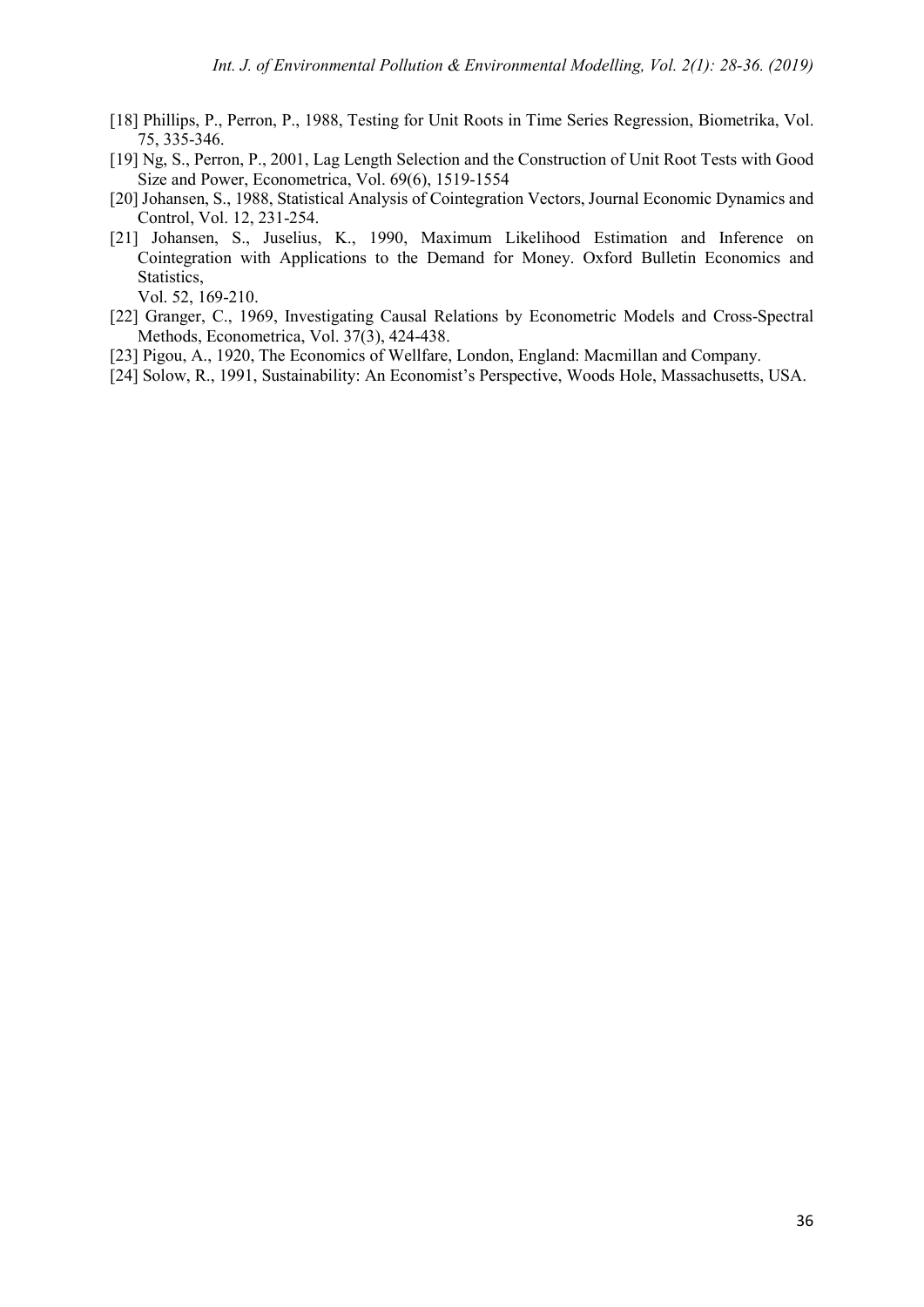[18] Phillips, P., Perron, P., 1988, Testing for Unit Roots in Time Series Regression, Biometrika, Vol. 75, 335-346.

[19] Ng, S., Perron, P., 2001, Lag Length Selection and the Construction of Unit Root Tests with Good Size and Power, Econometrica, Vol. 69(6), 1519-1554

[20] Johansen, S., 1988, Statistical Analysis of Cointegration Vectors, Journal Economic Dynamics and Control, Vol. 12, 231-254.

[21] Johansen, S., Juselius, K., 1990, Maximum Likelihood Estimation and Inference on Cointegration with Applications to the Demand for Money. Oxford Bulletin Economics and Statistics,
Vol. 52, 169-210.

[22] Granger, C., 1969, Investigating Causal Relations by Econometric Models and Cross-Spectral Methods, Econometrica, Vol. 37(3), 424-438.

[23] Pigou, A., 1920, The Economics of Wellfare, London, England: Macmillan and Company.

[24] Solow, R., 1991, Sustainability: An Economist's Perspective, Woods Hole, Massachusetts, USA.